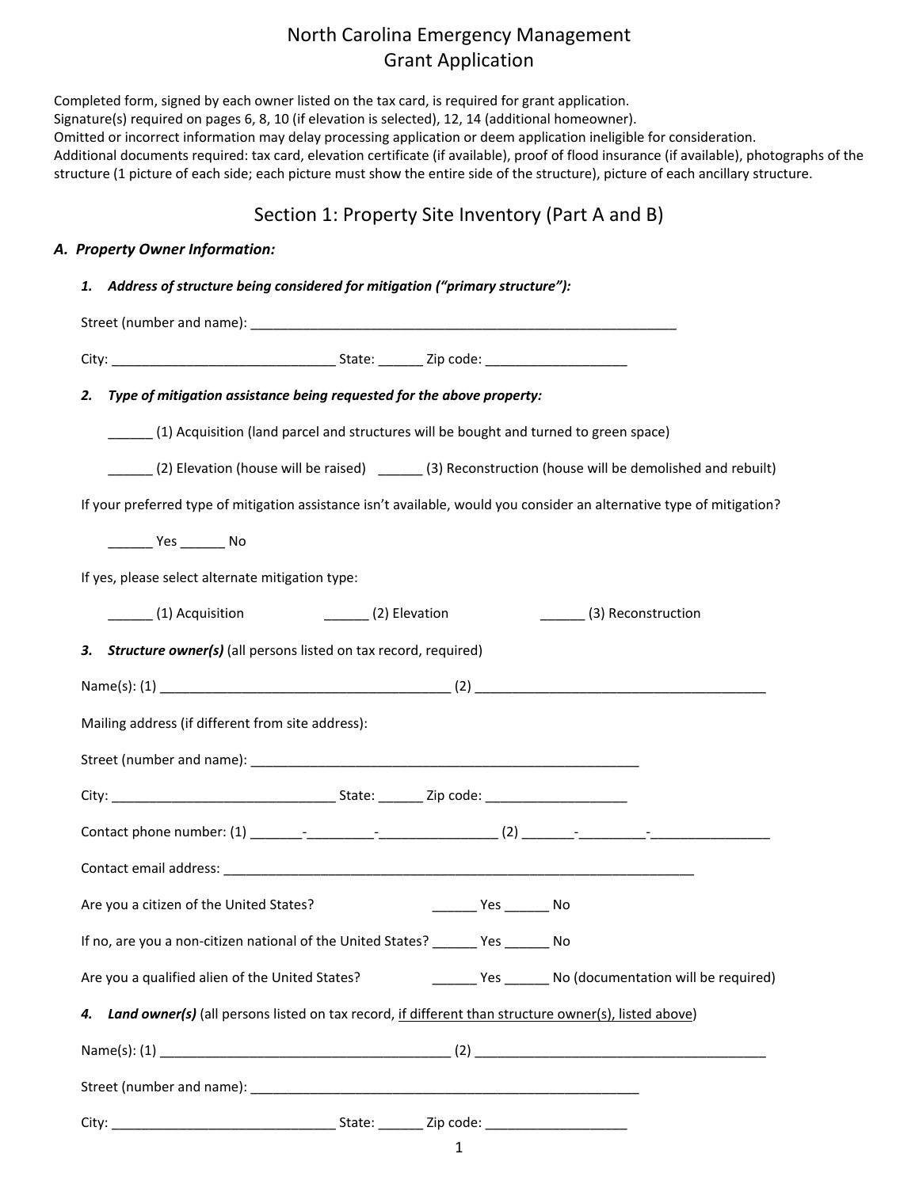# North Carolina Emergency Management
# Grant Application

Completed form, signed by each owner listed on the tax card, is required for grant application.
Signature(s) required on pages 6, 8, 10 (if elevation is selected), 12, 14 (additional homeowner).
Omitted or incorrect information may delay processing application or deem application ineligible for consideration.
Additional documents required: tax card, elevation certificate (if available), proof of flood insurance (if available), photographs of the structure (1 picture of each side; each picture must show the entire side of the structure), picture of each ancillary structure.

## Section 1: Property Site Inventory (Part A and B)

### *A. Property Owner Information:*

1. ***Address of structure being considered for mitigation ("primary structure"):***

   Street (number and name): ____________________________________________________________

   City: ______________________________ State: ______ Zip code: ___________________

2. ***Type of mitigation assistance being requested for the above property:***

   ______ (1) Acquisition (land parcel and structures will be bought and turned to green space)

   ______ (2) Elevation (house will be raised) ______ (3) Reconstruction (house will be demolished and rebuilt)

   If your preferred type of mitigation assistance isn't available, would you consider an alternative type of mitigation?

   ______ Yes ______ No

   If yes, please select alternate mitigation type:

   ______ (1) Acquisition ______ (2) Elevation ______ (3) Reconstruction

3. ***Structure owner(s)*** (all persons listed on tax record, required)

   Name(s): (1) _______________________________________ (2) _______________________________________

   Mailing address (if different from site address):

   Street (number and name): ____________________________________________________

   City: ______________________________ State: ______ Zip code: ___________________

   Contact phone number: (1) _______-_________-________________ (2) _______-_________-________________

   Contact email address: ______________________________________________________________

   Are you a citizen of the United States? ______ Yes ______ No

   If no, are you a non-citizen national of the United States? ______ Yes ______ No

   Are you a qualified alien of the United States? ______ Yes ______ No (documentation will be required)

4. ***Land owner(s)*** (all persons listed on tax record, <u>if different than structure owner(s), listed above</u>)

   Name(s): (1) _______________________________________ (2) _______________________________________

   Street (number and name): ____________________________________________________

   City: ______________________________ State: ______ Zip code: ___________________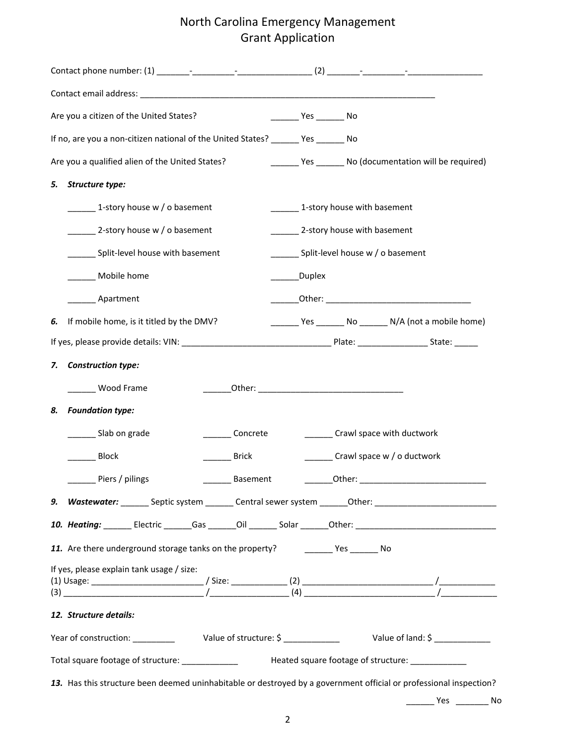# North Carolina Emergency Management
## Grant Application

Contact phone number: (1) _______-_________-________________ (2) _______-_________-________________

Contact email address: __________________________________________________________________

Are you a citizen of the United States? ______ Yes ______ No

If no, are you a non-citizen national of the United States? ______ Yes ______ No

Are you a qualified alien of the United States? ______ Yes ______ No (documentation will be required)

***5. Structure type:***

______ 1-story house w / o basement ______ 1-story house with basement

______ 2-story house w / o basement ______ 2-story house with basement

______ Split-level house with basement ______ Split-level house w / o basement

______ Mobile home ______Duplex

______ Apartment ______Other: _______________________________

***6.*** If mobile home, is it titled by the DMV? ______ Yes ______ No ______ N/A (not a mobile home)

If yes, please provide details: VIN: ________________________________ Plate: _______________ State: _____

***7. Construction type:***

______ Wood Frame ______Other: _______________________________

***8. Foundation type:***

______ Slab on grade ______ Concrete ______ Crawl space with ductwork

______ Block ______ Brick ______ Crawl space w / o ductwork

______ Piers / pilings ______ Basement ______Other: ___________________________

***9. Wastewater:*** ______ Septic system ______ Central sewer system ______Other: __________________________

***10. Heating:*** ______ Electric ______Gas ______Oil ______ Solar ______Other: _______________________________

***11.*** Are there underground storage tanks on the property? ______ Yes ______ No

If yes, please explain tank usage / size:
(1) Usage: ________________________ / Size: ___________ (2) ___________________________ /____________
(3) ____________________________ /________________ (4) ___________________________ /____________

***12. Structure details:***

Year of construction: _________ Value of structure: $ ____________ Value of land: $ ____________

Total square footage of structure: ____________ Heated square footage of structure: ____________

***13.*** Has this structure been deemed uninhabitable or destroyed by a government official or professional inspection?

______ Yes _______ No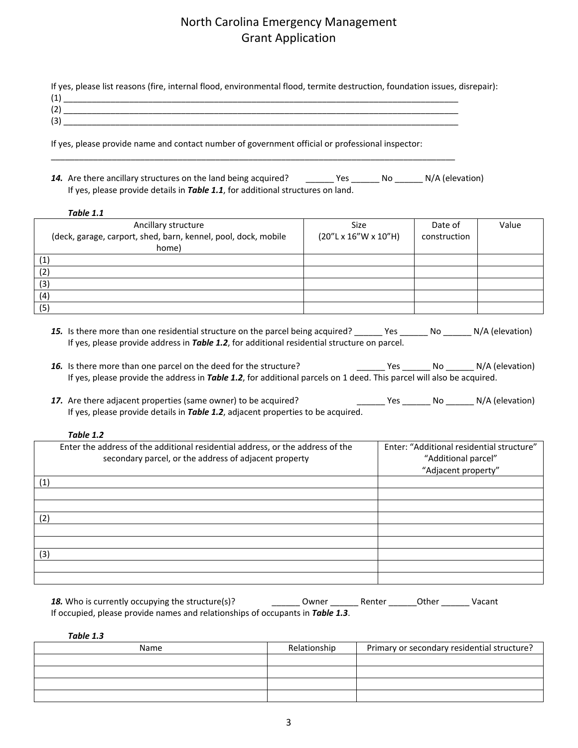# North Carolina Emergency Management
## Grant Application

If yes, please list reasons (fire, internal flood, environmental flood, termite destruction, foundation issues, disrepair):
(1) ___________________________________________________________________________________
(2) ___________________________________________________________________________________
(3) ___________________________________________________________________________________

If yes, please provide name and contact number of government official or professional inspector:
______________________________________________________________________________________

***14.*** Are there ancillary structures on the land being acquired? ______ Yes ______ No ______ N/A (elevation)
If yes, please provide details in ***Table 1.1***, for additional structures on land.

***Table 1.1***

| Ancillary structure (deck, garage, carport, shed, barn, kennel, pool, dock, mobile home) | Size (20"L x 16"W x 10"H) | Date of construction | Value |
|---|---|---|---|
| (1) | | | |
| (2) | | | |
| (3) | | | |
| (4) | | | |
| (5) | | | |

***15.*** Is there more than one residential structure on the parcel being acquired? ______ Yes ______ No ______ N/A (elevation)
If yes, please provide address in ***Table 1.2***, for additional residential structure on parcel.

***16.*** Is there more than one parcel on the deed for the structure? ______ Yes ______ No ______ N/A (elevation)
If yes, please provide the address in ***Table 1.2***, for additional parcels on 1 deed. This parcel will also be acquired.

***17.*** Are there adjacent properties (same owner) to be acquired? ______ Yes ______ No ______ N/A (elevation)
If yes, please provide details in ***Table 1.2***, adjacent properties to be acquired.

***Table 1.2***

| Enter the address of the additional residential address, or the address of the secondary parcel, or the address of adjacent property | Enter: "Additional residential structure" "Additional parcel" "Adjacent property" |
|---|---|
| (1) | |
| | |
| | |
| (2) | |
| | |
| | |
| (3) | |
| | |
| | |

***18.*** Who is currently occupying the structure(s)? ______ Owner ______ Renter ______Other ______ Vacant
If occupied, please provide names and relationships of occupants in ***Table 1.3***.

***Table 1.3***

| Name | Relationship | Primary or secondary residential structure? |
|---|---|---|
| | | |
| | | |
| | | |
| | | |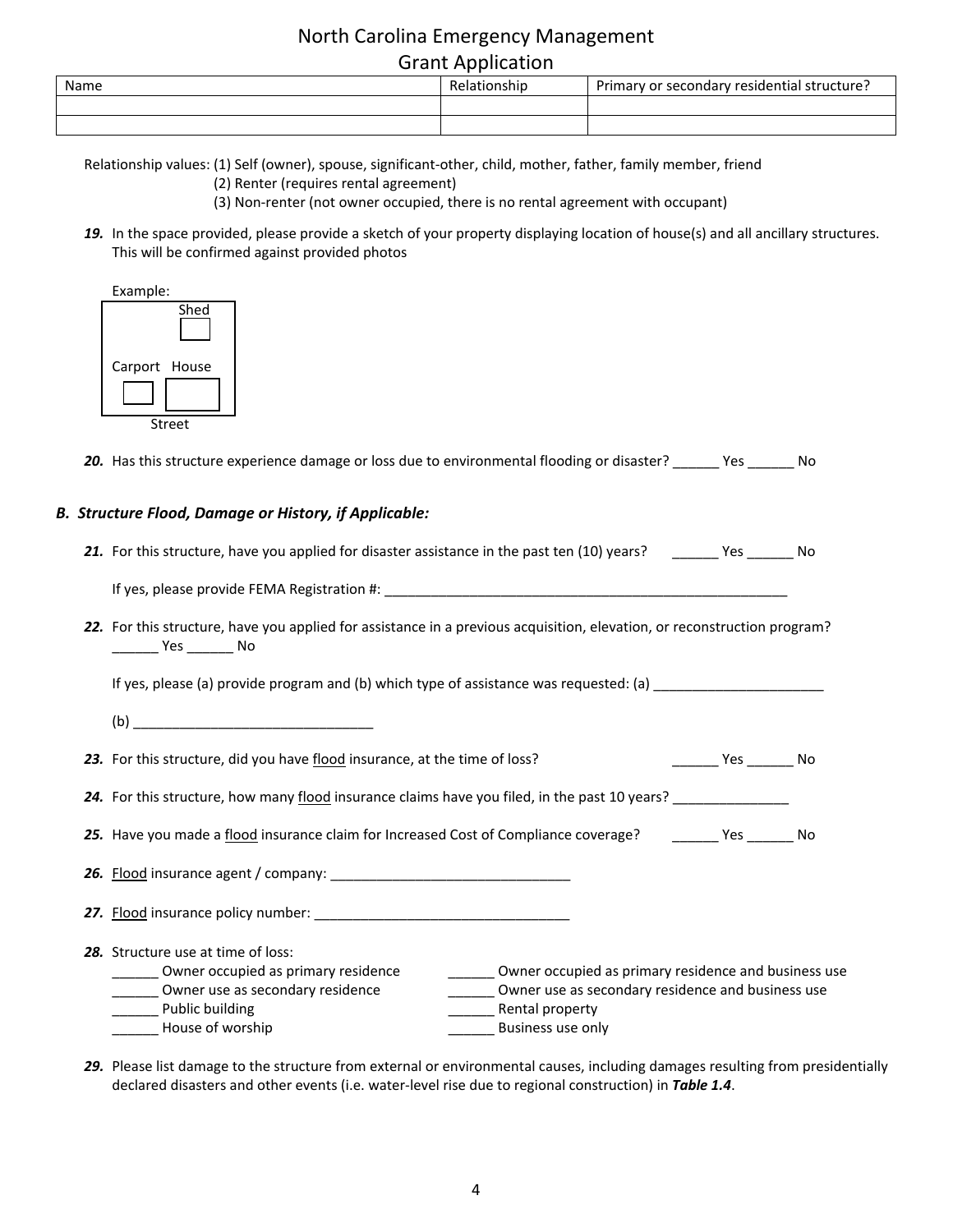# North Carolina Emergency Management
## Grant Application

| Name | Relationship | Primary or secondary residential structure? |
|---|---|---|
| | | |
| | | |

Relationship values: (1) Self (owner), spouse, significant-other, child, mother, father, family member, friend
(2) Renter (requires rental agreement)
(3) Non-renter (not owner occupied, there is no rental agreement with occupant)

***19.*** In the space provided, please provide a sketch of your property displaying location of house(s) and all ancillary structures. This will be confirmed against provided photos

Example:

Shed

Carport House

Street

***20.*** Has this structure experience damage or loss due to environmental flooding or disaster? ______ Yes ______ No

### *B. Structure Flood, Damage or History, if Applicable:*

***21.*** For this structure, have you applied for disaster assistance in the past ten (10) years? ______ Yes ______ No

If yes, please provide FEMA Registration #: ______________________________________________________

***22.*** For this structure, have you applied for assistance in a previous acquisition, elevation, or reconstruction program? ______ Yes ______ No

If yes, please (a) provide program and (b) which type of assistance was requested: (a) ______________________

(b) _______________________________

***23.*** For this structure, did you have flood insurance, at the time of loss? ______ Yes ______ No

***24.*** For this structure, how many flood insurance claims have you filed, in the past 10 years? _______________

***25.*** Have you made a flood insurance claim for Increased Cost of Compliance coverage? ______ Yes ______ No

***26.*** Flood insurance agent / company: _______________________________

***27.*** Flood insurance policy number: __________________________________

***28.*** Structure use at time of loss:

______ Owner occupied as primary residence
______ Owner use as secondary residence
______ Public building
______ House of worship
______ Owner occupied as primary residence and business use
______ Owner use as secondary residence and business use
______ Rental property
______ Business use only

***29.*** Please list damage to the structure from external or environmental causes, including damages resulting from presidentially declared disasters and other events (i.e. water-level rise due to regional construction) in ***Table 1.4***.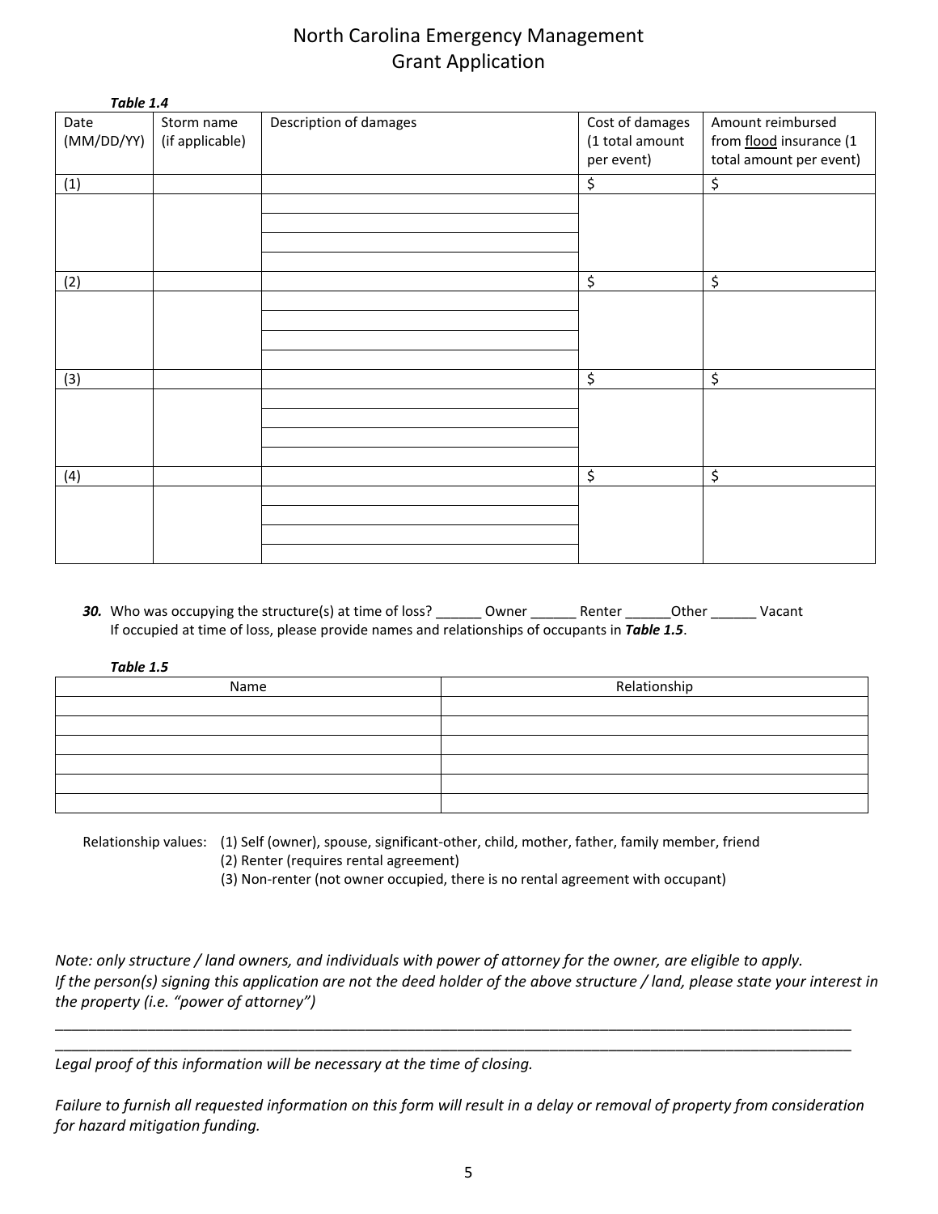# North Carolina Emergency Management
## Grant Application

***Table 1.4***

| Date (MM/DD/YY) | Storm name (if applicable) | Description of damages | Cost of damages (1 total amount per event) | Amount reimbursed from flood insurance (1 total amount per event) |
|---|---|---|---|---|
| (1) | | | $ | $ |
| | | | | |
| | | | | |
| | | | | |
| | | | | |
| (2) | | | $ | $ |
| | | | | |
| | | | | |
| | | | | |
| | | | | |
| (3) | | | $ | $ |
| | | | | |
| | | | | |
| | | | | |
| | | | | |
| (4) | | | $ | $ |
| | | | | |
| | | | | |
| | | | | |
| | | | | |

***30.*** Who was occupying the structure(s) at time of loss? ______ Owner ______ Renter ______Other ______ Vacant
If occupied at time of loss, please provide names and relationships of occupants in ***Table 1.5***.

***Table 1.5***

| Name | Relationship |
|---|---|
| | |
| | |
| | |
| | |
| | |
| | |

Relationship values: (1) Self (owner), spouse, significant-other, child, mother, father, family member, friend
(2) Renter (requires rental agreement)
(3) Non-renter (not owner occupied, there is no rental agreement with occupant)

*Note: only structure / land owners, and individuals with power of attorney for the owner, are eligible to apply. If the person(s) signing this application are not the deed holder of the above structure / land, please state your interest in the property (i.e. "power of attorney")*

_____________________________________________________________________________________________

_____________________________________________________________________________________________

*Legal proof of this information will be necessary at the time of closing.*

*Failure to furnish all requested information on this form will result in a delay or removal of property from consideration for hazard mitigation funding.*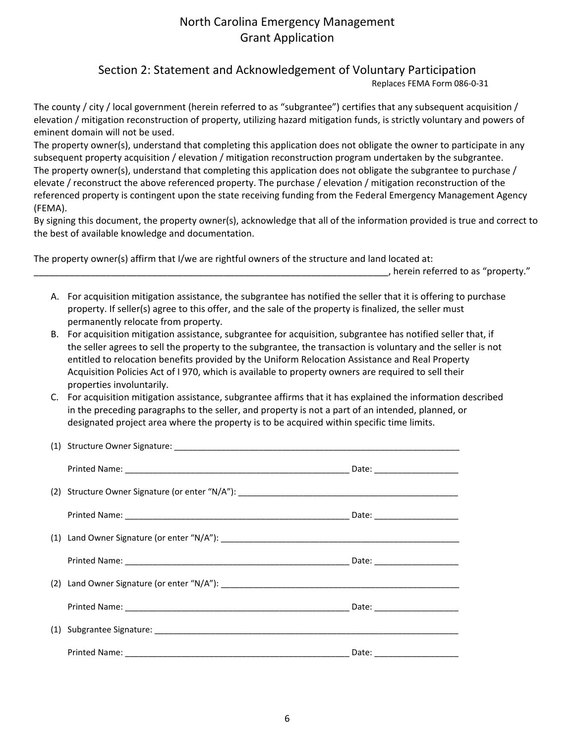# North Carolina Emergency Management
# Grant Application

## Section 2: Statement and Acknowledgement of Voluntary Participation

Replaces FEMA Form 086-0-31

The county / city / local government (herein referred to as "subgrantee") certifies that any subsequent acquisition / elevation / mitigation reconstruction of property, utilizing hazard mitigation funds, is strictly voluntary and powers of eminent domain will not be used.

The property owner(s), understand that completing this application does not obligate the owner to participate in any subsequent property acquisition / elevation / mitigation reconstruction program undertaken by the subgrantee.

The property owner(s), understand that completing this application does not obligate the subgrantee to purchase / elevate / reconstruct the above referenced property. The purchase / elevation / mitigation reconstruction of the referenced property is contingent upon the state receiving funding from the Federal Emergency Management Agency (FEMA).

By signing this document, the property owner(s), acknowledge that all of the information provided is true and correct to the best of available knowledge and documentation.

The property owner(s) affirm that I/we are rightful owners of the structure and land located at: ________________________________________________________________________, herein referred to as "property."

A. For acquisition mitigation assistance, the subgrantee has notified the seller that it is offering to purchase property. If seller(s) agree to this offer, and the sale of the property is finalized, the seller must permanently relocate from property.
B. For acquisition mitigation assistance, subgrantee for acquisition, subgrantee has notified seller that, if the seller agrees to sell the property to the subgrantee, the transaction is voluntary and the seller is not entitled to relocation benefits provided by the Uniform Relocation Assistance and Real Property Acquisition Policies Act of I 970, which is available to property owners are required to sell their properties involuntarily.
C. For acquisition mitigation assistance, subgrantee affirms that it has explained the information described in the preceding paragraphs to the seller, and property is not a part of an intended, planned, or designated project area where the property is to be acquired within specific time limits.

(1) Structure Owner Signature: ______________________________________________________________

Printed Name: ________________________________________________ Date: __________________

(2) Structure Owner Signature (or enter "N/A"): ______________________________________________

Printed Name: ________________________________________________ Date: __________________

(1) Land Owner Signature (or enter "N/A"): __________________________________________________

Printed Name: ________________________________________________ Date: __________________

(2) Land Owner Signature (or enter "N/A"): __________________________________________________

Printed Name: ________________________________________________ Date: __________________

(1) Subgrantee Signature: __________________________________________________________________

Printed Name: ________________________________________________ Date: __________________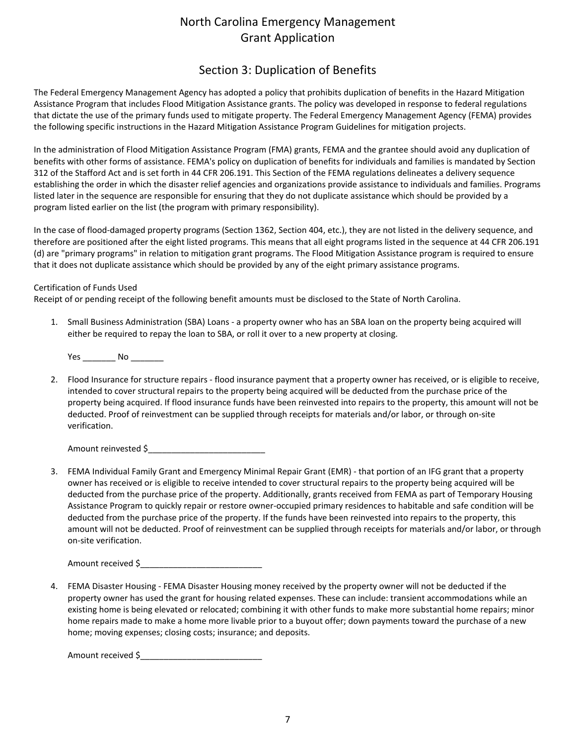# North Carolina Emergency Management
# Grant Application

## Section 3: Duplication of Benefits

The Federal Emergency Management Agency has adopted a policy that prohibits duplication of benefits in the Hazard Mitigation Assistance Program that includes Flood Mitigation Assistance grants. The policy was developed in response to federal regulations that dictate the use of the primary funds used to mitigate property. The Federal Emergency Management Agency (FEMA) provides the following specific instructions in the Hazard Mitigation Assistance Program Guidelines for mitigation projects.

In the administration of Flood Mitigation Assistance Program (FMA) grants, FEMA and the grantee should avoid any duplication of benefits with other forms of assistance. FEMA's policy on duplication of benefits for individuals and families is mandated by Section 312 of the Stafford Act and is set forth in 44 CFR 206.191. This Section of the FEMA regulations delineates a delivery sequence establishing the order in which the disaster relief agencies and organizations provide assistance to individuals and families. Programs listed later in the sequence are responsible for ensuring that they do not duplicate assistance which should be provided by a program listed earlier on the list (the program with primary responsibility).

In the case of flood-damaged property programs (Section 1362, Section 404, etc.), they are not listed in the delivery sequence, and therefore are positioned after the eight listed programs. This means that all eight programs listed in the sequence at 44 CFR 206.191 (d) are "primary programs" in relation to mitigation grant programs. The Flood Mitigation Assistance program is required to ensure that it does not duplicate assistance which should be provided by any of the eight primary assistance programs.

Certification of Funds Used
Receipt of or pending receipt of the following benefit amounts must be disclosed to the State of North Carolina.

1. Small Business Administration (SBA) Loans - a property owner who has an SBA loan on the property being acquired will either be required to repay the loan to SBA, or roll it over to a new property at closing.

   Yes _______ No _______

2. Flood Insurance for structure repairs - flood insurance payment that a property owner has received, or is eligible to receive, intended to cover structural repairs to the property being acquired will be deducted from the purchase price of the property being acquired. If flood insurance funds have been reinvested into repairs to the property, this amount will not be deducted. Proof of reinvestment can be supplied through receipts for materials and/or labor, or through on-site verification.

   Amount reinvested $_________________________

3. FEMA Individual Family Grant and Emergency Minimal Repair Grant (EMR) - that portion of an IFG grant that a property owner has received or is eligible to receive intended to cover structural repairs to the property being acquired will be deducted from the purchase price of the property. Additionally, grants received from FEMA as part of Temporary Housing Assistance Program to quickly repair or restore owner-occupied primary residences to habitable and safe condition will be deducted from the purchase price of the property. If the funds have been reinvested into repairs to the property, this amount will not be deducted. Proof of reinvestment can be supplied through receipts for materials and/or labor, or through on-site verification.

   Amount received $_________________________

4. FEMA Disaster Housing - FEMA Disaster Housing money received by the property owner will not be deducted if the property owner has used the grant for housing related expenses. These can include: transient accommodations while an existing home is being elevated or relocated; combining it with other funds to make more substantial home repairs; minor home repairs made to make a home more livable prior to a buyout offer; down payments toward the purchase of a new home; moving expenses; closing costs; insurance; and deposits.

   Amount received $_________________________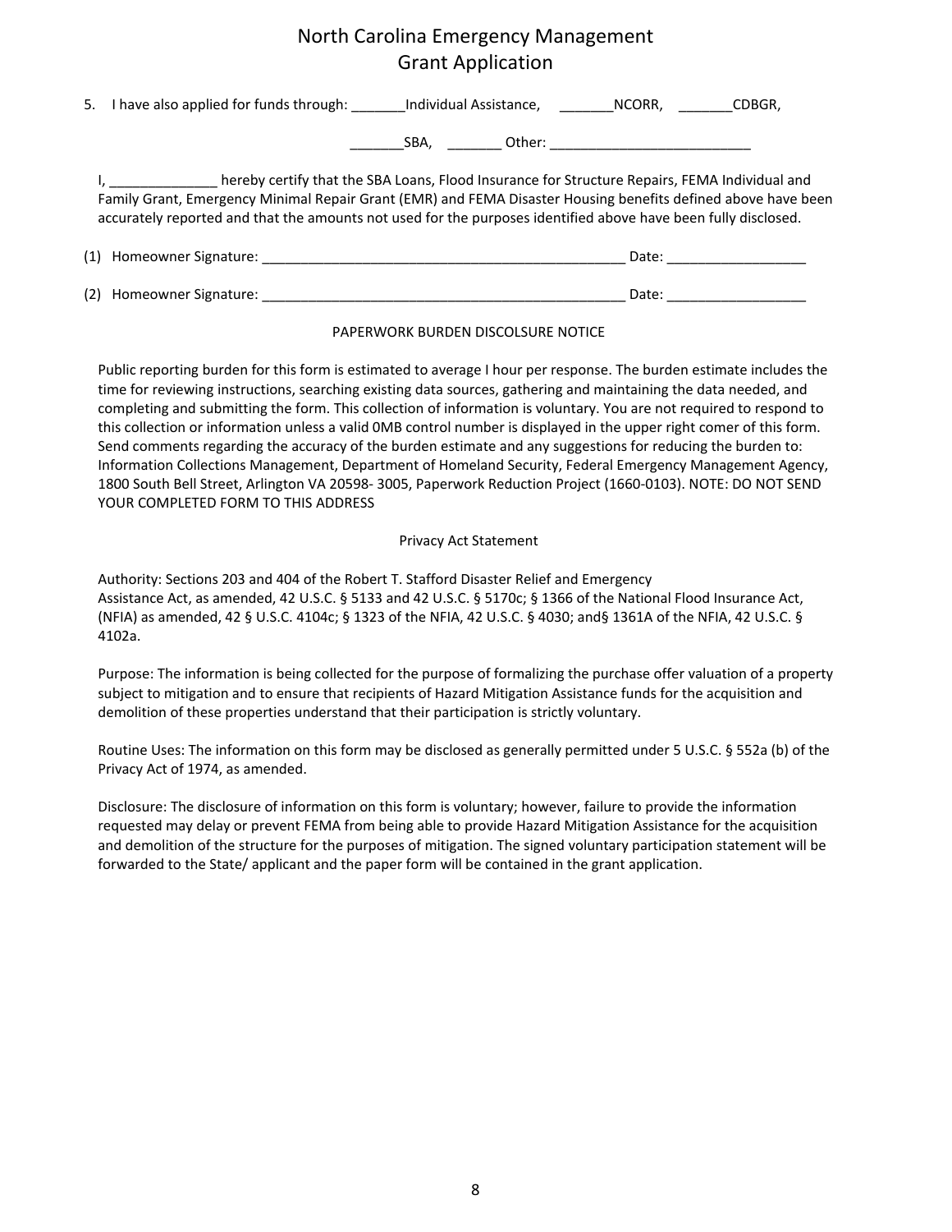# North Carolina Emergency Management
## Grant Application

5. I have also applied for funds through: _______Individual Assistance, _______NCORR, _______CDBGR,

   _______SBA, _______ Other: __________________________

I, ______________ hereby certify that the SBA Loans, Flood Insurance for Structure Repairs, FEMA Individual and Family Grant, Emergency Minimal Repair Grant (EMR) and FEMA Disaster Housing benefits defined above have been accurately reported and that the amounts not used for the purposes identified above have been fully disclosed.

(1) Homeowner Signature: ________________________________________________ Date: __________________

(2) Homeowner Signature: _________________________________________________ Date: __________________

PAPERWORK BURDEN DISCOLSURE NOTICE

Public reporting burden for this form is estimated to average I hour per response. The burden estimate includes the time for reviewing instructions, searching existing data sources, gathering and maintaining the data needed, and completing and submitting the form. This collection of information is voluntary. You are not required to respond to this collection or information unless a valid 0MB control number is displayed in the upper right comer of this form. Send comments regarding the accuracy of the burden estimate and any suggestions for reducing the burden to: Information Collections Management, Department of Homeland Security, Federal Emergency Management Agency, 1800 South Bell Street, Arlington VA 20598- 3005, Paperwork Reduction Project (1660-0103). NOTE: DO NOT SEND YOUR COMPLETED FORM TO THIS ADDRESS

Privacy Act Statement

Authority: Sections 203 and 404 of the Robert T. Stafford Disaster Relief and Emergency Assistance Act, as amended, 42 U.S.C. § 5133 and 42 U.S.C. § 5170c; § 1366 of the National Flood Insurance Act, (NFIA) as amended, 42 § U.S.C. 4104c; § 1323 of the NFIA, 42 U.S.C. § 4030; and§ 1361A of the NFIA, 42 U.S.C. § 4102a.

Purpose: The information is being collected for the purpose of formalizing the purchase offer valuation of a property subject to mitigation and to ensure that recipients of Hazard Mitigation Assistance funds for the acquisition and demolition of these properties understand that their participation is strictly voluntary.

Routine Uses: The information on this form may be disclosed as generally permitted under 5 U.S.C. § 552a (b) of the Privacy Act of 1974, as amended.

Disclosure: The disclosure of information on this form is voluntary; however, failure to provide the information requested may delay or prevent FEMA from being able to provide Hazard Mitigation Assistance for the acquisition and demolition of the structure for the purposes of mitigation. The signed voluntary participation statement will be forwarded to the State/ applicant and the paper form will be contained in the grant application.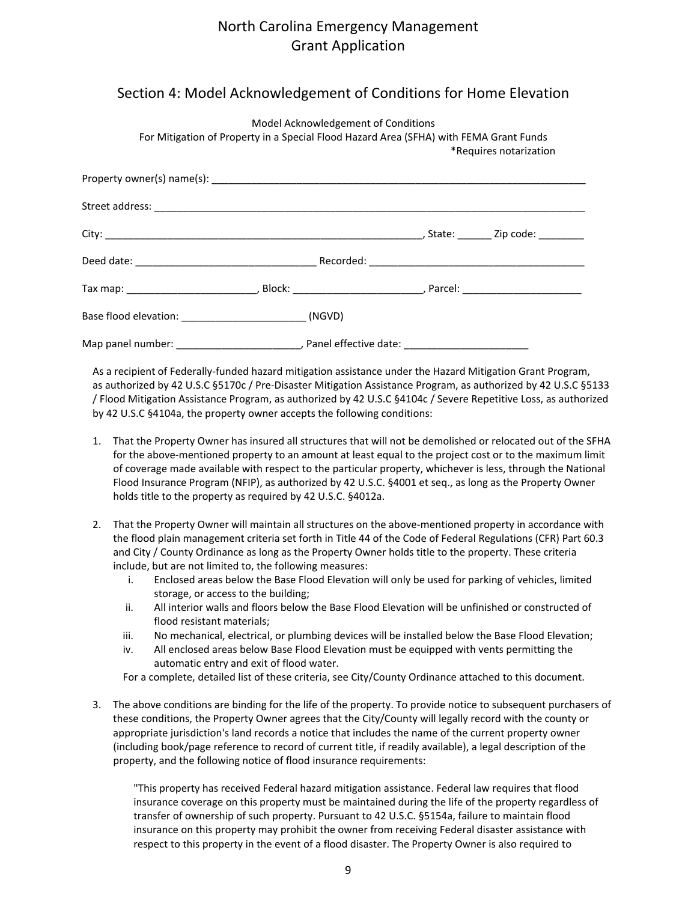# North Carolina Emergency Management
# Grant Application

## Section 4: Model Acknowledgement of Conditions for Home Elevation

Model Acknowledgement of Conditions
For Mitigation of Property in a Special Flood Hazard Area (SFHA) with FEMA Grant Funds
*Requires notarization

Property owner(s) name(s): ___________________________________________________________________

Street address: ___________________________________________________________________________

City: ______________________________________________________, State: ______ Zip code: ________

Deed date: _______________________________ Recorded: ______________________________________

Tax map: ______________________, Block: ______________________, Parcel: ____________________

Base flood elevation: ______________________ (NGVD)

Map panel number: _____________________, Panel effective date: ______________________

As a recipient of Federally-funded hazard mitigation assistance under the Hazard Mitigation Grant Program, as authorized by 42 U.S.C §5170c / Pre-Disaster Mitigation Assistance Program, as authorized by 42 U.S.C §5133 / Flood Mitigation Assistance Program, as authorized by 42 U.S.C §4104c / Severe Repetitive Loss, as authorized by 42 U.S.C §4104a, the property owner accepts the following conditions:

1. That the Property Owner has insured all structures that will not be demolished or relocated out of the SFHA for the above-mentioned property to an amount at least equal to the project cost or to the maximum limit of coverage made available with respect to the particular property, whichever is less, through the National Flood Insurance Program (NFIP), as authorized by 42 U.S.C. §4001 et seq., as long as the Property Owner holds title to the property as required by 42 U.S.C. §4012a.

2. That the Property Owner will maintain all structures on the above-mentioned property in accordance with the flood plain management criteria set forth in Title 44 of the Code of Federal Regulations (CFR) Part 60.3 and City / County Ordinance as long as the Property Owner holds title to the property. These criteria include, but are not limited to, the following measures:
   i. Enclosed areas below the Base Flood Elevation will only be used for parking of vehicles, limited storage, or access to the building;
   ii. All interior walls and floors below the Base Flood Elevation will be unfinished or constructed of flood resistant materials;
   iii. No mechanical, electrical, or plumbing devices will be installed below the Base Flood Elevation;
   iv. All enclosed areas below Base Flood Elevation must be equipped with vents permitting the automatic entry and exit of flood water.

   For a complete, detailed list of these criteria, see City/County Ordinance attached to this document.

3. The above conditions are binding for the life of the property. To provide notice to subsequent purchasers of these conditions, the Property Owner agrees that the City/County will legally record with the county or appropriate jurisdiction's land records a notice that includes the name of the current property owner (including book/page reference to record of current title, if readily available), a legal description of the property, and the following notice of flood insurance requirements:

   "This property has received Federal hazard mitigation assistance. Federal law requires that flood insurance coverage on this property must be maintained during the life of the property regardless of transfer of ownership of such property. Pursuant to 42 U.S.C. §5154a, failure to maintain flood insurance on this property may prohibit the owner from receiving Federal disaster assistance with respect to this property in the event of a flood disaster. The Property Owner is also required to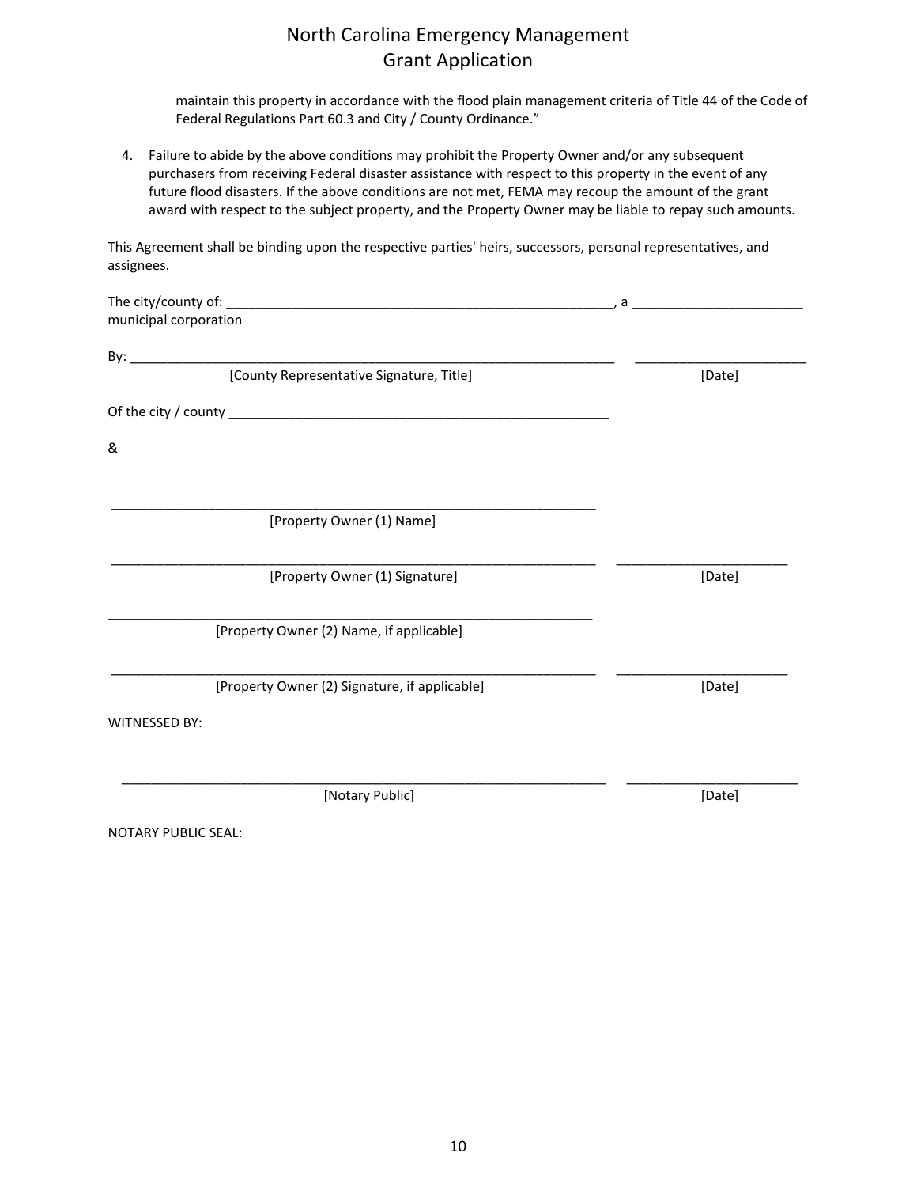maintain this property in accordance with the flood plain management criteria of Title 44 of the Code of Federal Regulations Part 60.3 and City / County Ordinance."

4. Failure to abide by the above conditions may prohibit the Property Owner and/or any subsequent purchasers from receiving Federal disaster assistance with respect to this property in the event of any future flood disasters. If the above conditions are not met, FEMA may recoup the amount of the grant award with respect to the subject property, and the Property Owner may be liable to repay such amounts.

This Agreement shall be binding upon the respective parties' heirs, successors, personal representatives, and assignees.

The city/county of: ____________________________________________________, a _______________________ municipal corporation

By: __________________________________________________________________ _______________________

[County Representative Signature, Title] [Date]

Of the city / county ____________________________________________________

&

__________________________________________________________________

[Property Owner (1) Name]

__________________________________________________________________ _______________________

[Property Owner (1) Signature] [Date]

__________________________________________________________________

[Property Owner (2) Name, if applicable]

__________________________________________________________________ _______________________

[Property Owner (2) Signature, if applicable] [Date]

WITNESSED BY:

__________________________________________________________________ _______________________

[Notary Public] [Date]

NOTARY PUBLIC SEAL: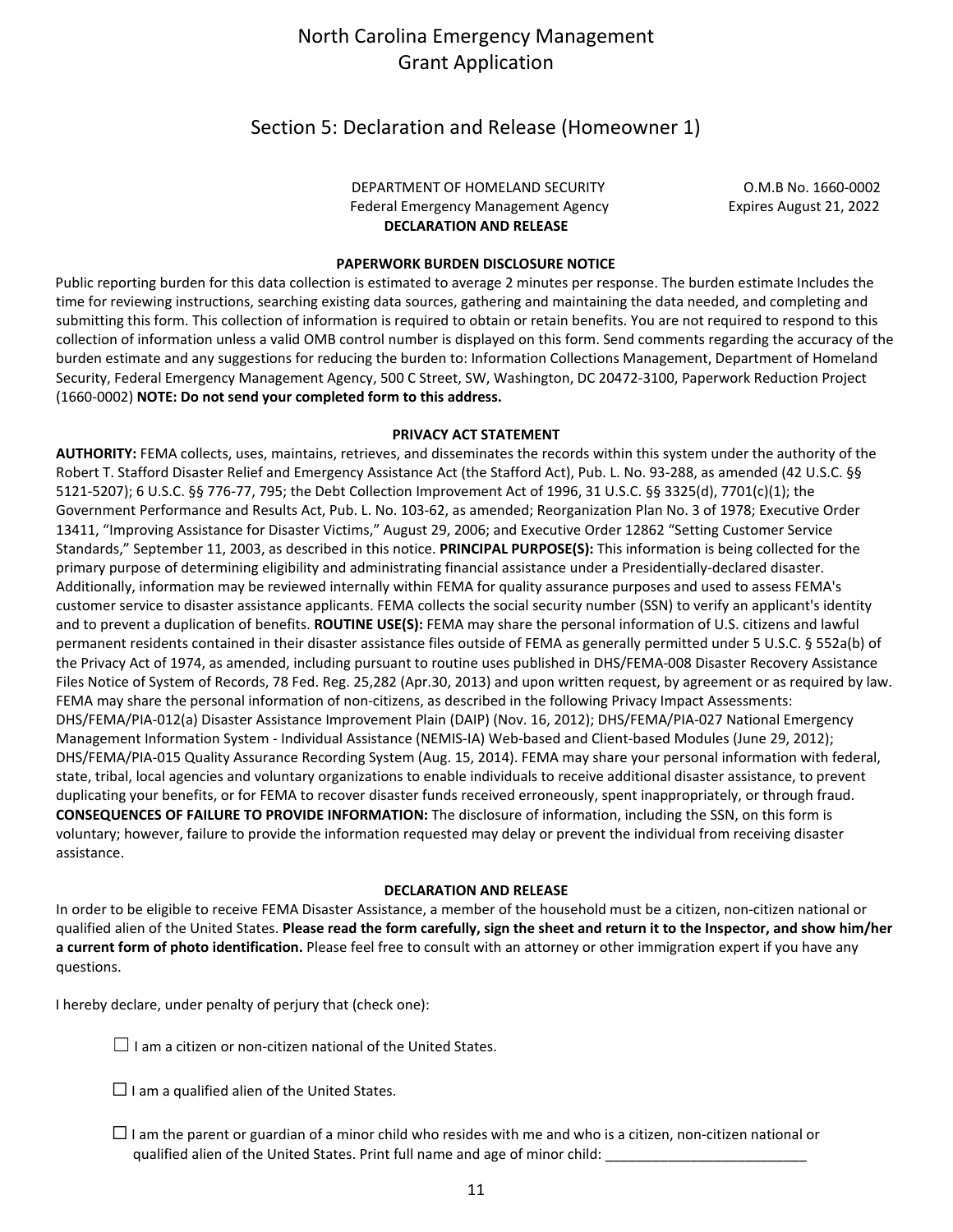# North Carolina Emergency Management Grant Application

## Section 5: Declaration and Release (Homeowner 1)

DEPARTMENT OF HOMELAND SECURITY
Federal Emergency Management Agency
**DECLARATION AND RELEASE**

O.M.B No. 1660-0002
Expires August 21, 2022

**PAPERWORK BURDEN DISCLOSURE NOTICE**

Public reporting burden for this data collection is estimated to average 2 minutes per response. The burden estimate Includes the time for reviewing instructions, searching existing data sources, gathering and maintaining the data needed, and completing and submitting this form. This collection of information is required to obtain or retain benefits. You are not required to respond to this collection of information unless a valid OMB control number is displayed on this form. Send comments regarding the accuracy of the burden estimate and any suggestions for reducing the burden to: Information Collections Management, Department of Homeland Security, Federal Emergency Management Agency, 500 C Street, SW, Washington, DC 20472-3100, Paperwork Reduction Project (1660-0002) **NOTE: Do not send your completed form to this address.**

**PRIVACY ACT STATEMENT**

**AUTHORITY:** FEMA collects, uses, maintains, retrieves, and disseminates the records within this system under the authority of the Robert T. Stafford Disaster Relief and Emergency Assistance Act (the Stafford Act), Pub. L. No. 93-288, as amended (42 U.S.C. §§ 5121-5207); 6 U.S.C. §§ 776-77, 795; the Debt Collection Improvement Act of 1996, 31 U.S.C. §§ 3325(d), 7701(c)(1); the Government Performance and Results Act, Pub. L. No. 103-62, as amended; Reorganization Plan No. 3 of 1978; Executive Order 13411, "Improving Assistance for Disaster Victims," August 29, 2006; and Executive Order 12862 "Setting Customer Service Standards," September 11, 2003, as described in this notice. **PRINCIPAL PURPOSE(S):** This information is being collected for the primary purpose of determining eligibility and administrating financial assistance under a Presidentially-declared disaster. Additionally, information may be reviewed internally within FEMA for quality assurance purposes and used to assess FEMA's customer service to disaster assistance applicants. FEMA collects the social security number (SSN) to verify an applicant's identity and to prevent a duplication of benefits. **ROUTINE USE(S):** FEMA may share the personal information of U.S. citizens and lawful permanent residents contained in their disaster assistance files outside of FEMA as generally permitted under 5 U.S.C. § 552a(b) of the Privacy Act of 1974, as amended, including pursuant to routine uses published in DHS/FEMA-008 Disaster Recovery Assistance Files Notice of System of Records, 78 Fed. Reg. 25,282 (Apr.30, 2013) and upon written request, by agreement or as required by law. FEMA may share the personal information of non-citizens, as described in the following Privacy Impact Assessments: DHS/FEMA/PIA-012(a) Disaster Assistance Improvement Plain (DAIP) (Nov. 16, 2012); DHS/FEMA/PIA-027 National Emergency Management Information System - Individual Assistance (NEMIS-IA) Web-based and Client-based Modules (June 29, 2012); DHS/FEMA/PIA-015 Quality Assurance Recording System (Aug. 15, 2014). FEMA may share your personal information with federal, state, tribal, local agencies and voluntary organizations to enable individuals to receive additional disaster assistance, to prevent duplicating your benefits, or for FEMA to recover disaster funds received erroneously, spent inappropriately, or through fraud. **CONSEQUENCES OF FAILURE TO PROVIDE INFORMATION:** The disclosure of information, including the SSN, on this form is voluntary; however, failure to provide the information requested may delay or prevent the individual from receiving disaster assistance.

**DECLARATION AND RELEASE**

In order to be eligible to receive FEMA Disaster Assistance, a member of the household must be a citizen, non-citizen national or qualified alien of the United States. **Please read the form carefully, sign the sheet and return it to the Inspector, and show him/her a current form of photo identification.** Please feel free to consult with an attorney or other immigration expert if you have any questions.

I hereby declare, under penalty of perjury that (check one):

☐ I am a citizen or non-citizen national of the United States.

☐ I am a qualified alien of the United States.

☐ I am the parent or guardian of a minor child who resides with me and who is a citizen, non-citizen national or qualified alien of the United States. Print full name and age of minor child: __________________________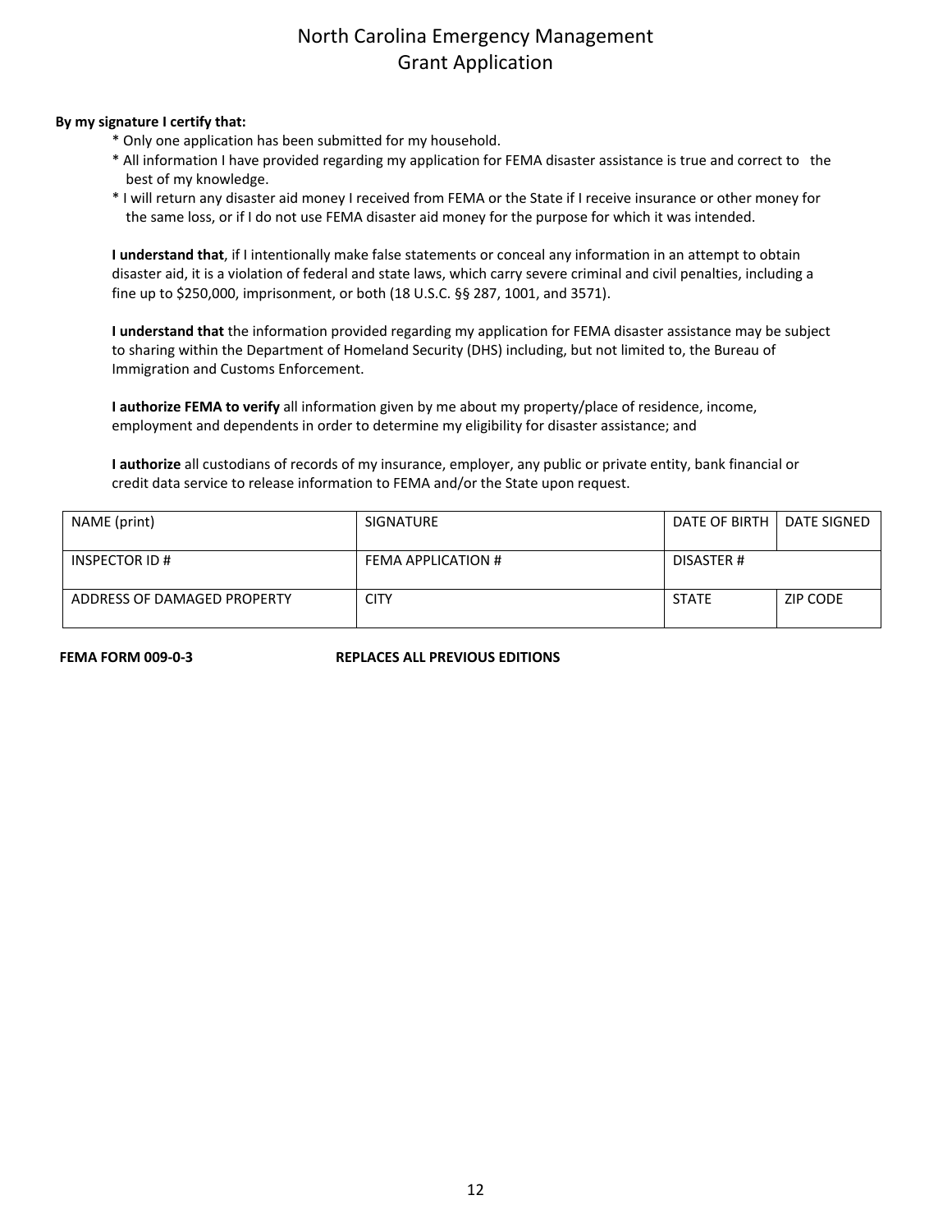# North Carolina Emergency Management
## Grant Application

**By my signature I certify that:**

* Only one application has been submitted for my household.
* All information I have provided regarding my application for FEMA disaster assistance is true and correct to the best of my knowledge.
* I will return any disaster aid money I received from FEMA or the State if I receive insurance or other money for the same loss, or if I do not use FEMA disaster aid money for the purpose for which it was intended.

**I understand that**, if I intentionally make false statements or conceal any information in an attempt to obtain disaster aid, it is a violation of federal and state laws, which carry severe criminal and civil penalties, including a fine up to $250,000, imprisonment, or both (18 U.S.C. §§ 287, 1001, and 3571).

**I understand that** the information provided regarding my application for FEMA disaster assistance may be subject to sharing within the Department of Homeland Security (DHS) including, but not limited to, the Bureau of Immigration and Customs Enforcement.

**I authorize FEMA to verify** all information given by me about my property/place of residence, income, employment and dependents in order to determine my eligibility for disaster assistance; and

**I authorize** all custodians of records of my insurance, employer, any public or private entity, bank financial or credit data service to release information to FEMA and/or the State upon request.

| NAME (print) | SIGNATURE | DATE OF BIRTH | DATE SIGNED |
|---|---|---|---|
| INSPECTOR ID # | FEMA APPLICATION # | DISASTER # | |
| ADDRESS OF DAMAGED PROPERTY | CITY | STATE | ZIP CODE |

**FEMA FORM 009-0-3** **REPLACES ALL PREVIOUS EDITIONS**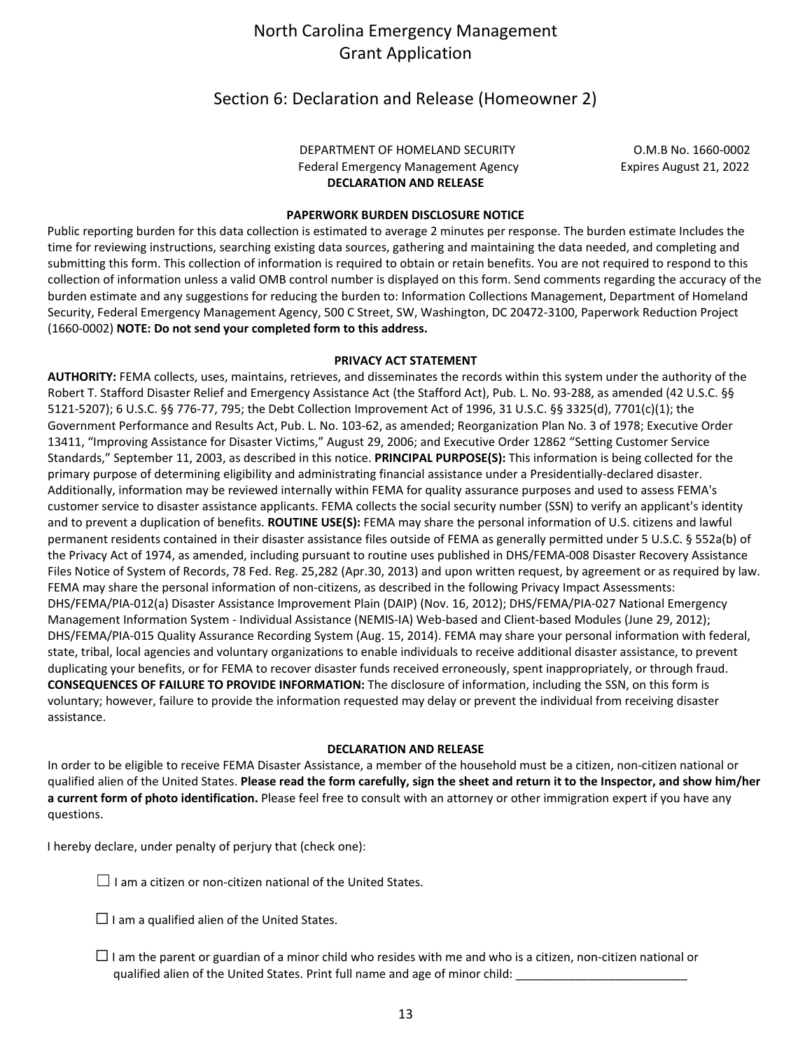# North Carolina Emergency Management
# Grant Application

## Section 6: Declaration and Release (Homeowner 2)

DEPARTMENT OF HOMELAND SECURITY
Federal Emergency Management Agency
**DECLARATION AND RELEASE**

O.M.B No. 1660-0002
Expires August 21, 2022

**PAPERWORK BURDEN DISCLOSURE NOTICE**

Public reporting burden for this data collection is estimated to average 2 minutes per response. The burden estimate Includes the time for reviewing instructions, searching existing data sources, gathering and maintaining the data needed, and completing and submitting this form. This collection of information is required to obtain or retain benefits. You are not required to respond to this collection of information unless a valid OMB control number is displayed on this form. Send comments regarding the accuracy of the burden estimate and any suggestions for reducing the burden to: Information Collections Management, Department of Homeland Security, Federal Emergency Management Agency, 500 C Street, SW, Washington, DC 20472-3100, Paperwork Reduction Project (1660-0002) **NOTE: Do not send your completed form to this address.**

**PRIVACY ACT STATEMENT**

**AUTHORITY:** FEMA collects, uses, maintains, retrieves, and disseminates the records within this system under the authority of the Robert T. Stafford Disaster Relief and Emergency Assistance Act (the Stafford Act), Pub. L. No. 93-288, as amended (42 U.S.C. §§ 5121-5207); 6 U.S.C. §§ 776-77, 795; the Debt Collection Improvement Act of 1996, 31 U.S.C. §§ 3325(d), 7701(c)(1); the Government Performance and Results Act, Pub. L. No. 103-62, as amended; Reorganization Plan No. 3 of 1978; Executive Order 13411, "Improving Assistance for Disaster Victims," August 29, 2006; and Executive Order 12862 "Setting Customer Service Standards," September 11, 2003, as described in this notice. **PRINCIPAL PURPOSE(S):** This information is being collected for the primary purpose of determining eligibility and administrating financial assistance under a Presidentially-declared disaster. Additionally, information may be reviewed internally within FEMA for quality assurance purposes and used to assess FEMA's customer service to disaster assistance applicants. FEMA collects the social security number (SSN) to verify an applicant's identity and to prevent a duplication of benefits. **ROUTINE USE(S):** FEMA may share the personal information of U.S. citizens and lawful permanent residents contained in their disaster assistance files outside of FEMA as generally permitted under 5 U.S.C. § 552a(b) of the Privacy Act of 1974, as amended, including pursuant to routine uses published in DHS/FEMA-008 Disaster Recovery Assistance Files Notice of System of Records, 78 Fed. Reg. 25,282 (Apr.30, 2013) and upon written request, by agreement or as required by law. FEMA may share the personal information of non-citizens, as described in the following Privacy Impact Assessments: DHS/FEMA/PIA-012(a) Disaster Assistance Improvement Plain (DAIP) (Nov. 16, 2012); DHS/FEMA/PIA-027 National Emergency Management Information System - Individual Assistance (NEMIS-IA) Web-based and Client-based Modules (June 29, 2012); DHS/FEMA/PIA-015 Quality Assurance Recording System (Aug. 15, 2014). FEMA may share your personal information with federal, state, tribal, local agencies and voluntary organizations to enable individuals to receive additional disaster assistance, to prevent duplicating your benefits, or for FEMA to recover disaster funds received erroneously, spent inappropriately, or through fraud. **CONSEQUENCES OF FAILURE TO PROVIDE INFORMATION:** The disclosure of information, including the SSN, on this form is voluntary; however, failure to provide the information requested may delay or prevent the individual from receiving disaster assistance.

**DECLARATION AND RELEASE**

In order to be eligible to receive FEMA Disaster Assistance, a member of the household must be a citizen, non-citizen national or qualified alien of the United States. **Please read the form carefully, sign the sheet and return it to the Inspector, and show him/her a current form of photo identification.** Please feel free to consult with an attorney or other immigration expert if you have any questions.

I hereby declare, under penalty of perjury that (check one):

☐ I am a citizen or non-citizen national of the United States.

☐ I am a qualified alien of the United States.

☐ I am the parent or guardian of a minor child who resides with me and who is a citizen, non-citizen national or qualified alien of the United States. Print full name and age of minor child: ___________________________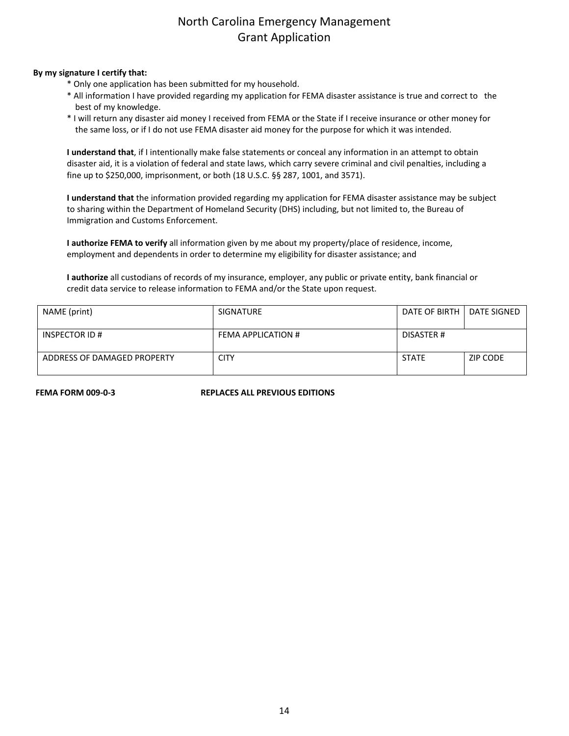# North Carolina Emergency Management
## Grant Application

**By my signature I certify that:**

* Only one application has been submitted for my household.
* All information I have provided regarding my application for FEMA disaster assistance is true and correct to the best of my knowledge.
* I will return any disaster aid money I received from FEMA or the State if I receive insurance or other money for the same loss, or if I do not use FEMA disaster aid money for the purpose for which it was intended.

**I understand that**, if I intentionally make false statements or conceal any information in an attempt to obtain disaster aid, it is a violation of federal and state laws, which carry severe criminal and civil penalties, including a fine up to $250,000, imprisonment, or both (18 U.S.C. §§ 287, 1001, and 3571).

**I understand that** the information provided regarding my application for FEMA disaster assistance may be subject to sharing within the Department of Homeland Security (DHS) including, but not limited to, the Bureau of Immigration and Customs Enforcement.

**I authorize FEMA to verify** all information given by me about my property/place of residence, income, employment and dependents in order to determine my eligibility for disaster assistance; and

**I authorize** all custodians of records of my insurance, employer, any public or private entity, bank financial or credit data service to release information to FEMA and/or the State upon request.

| | | | |
|---|---|---|---|
| NAME (print) | SIGNATURE | DATE OF BIRTH | DATE SIGNED |
| INSPECTOR ID # | FEMA APPLICATION # | DISASTER # | |
| ADDRESS OF DAMAGED PROPERTY | CITY | STATE | ZIP CODE |

**FEMA FORM 009-0-3** **REPLACES ALL PREVIOUS EDITIONS**